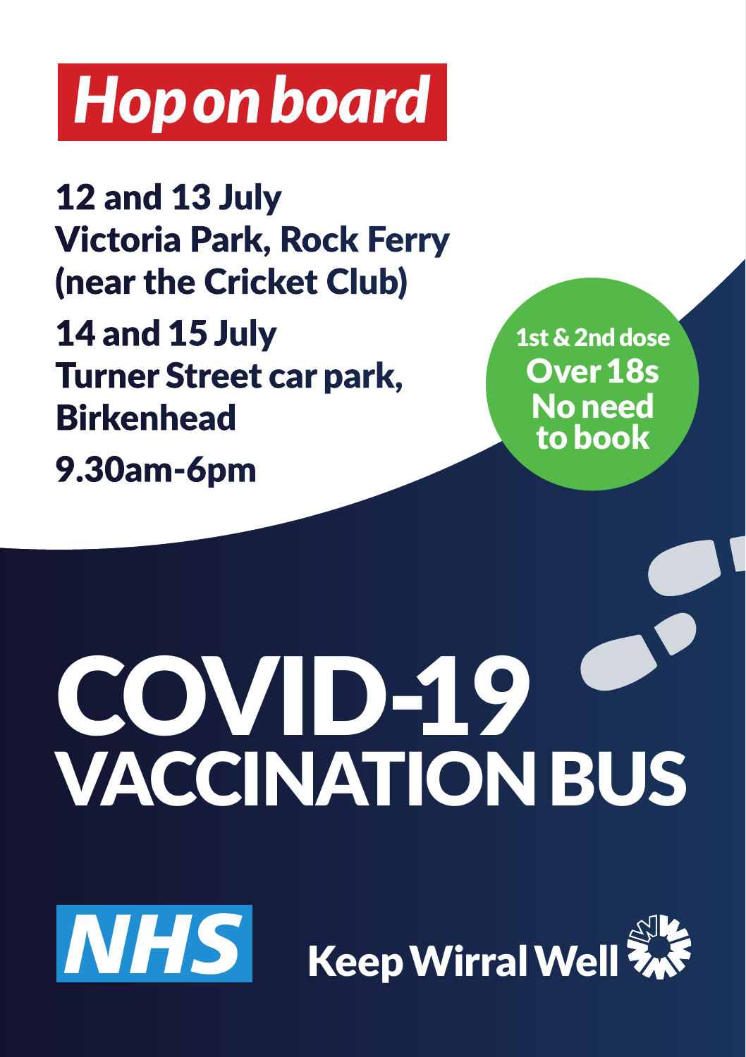# Hop on board

**12 and 13 July**
**Victoria Park, Rock Ferry (near the Cricket Club)**

**14 and 15 July**
**Turner Street car park, Birkenhead**

**9.30am-6pm**

**1st & 2nd dose**
**Over 18s**
**No need to book**

# COVID-19 VACCINATION BUS

NHS

Keep Wirral Well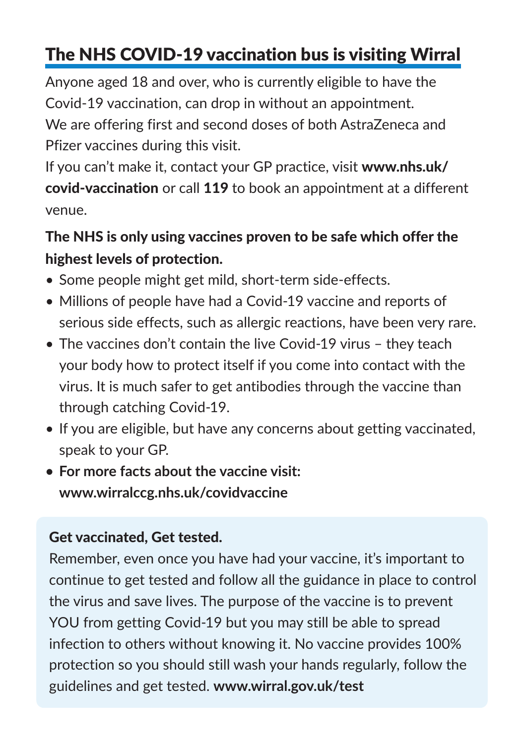## The NHS COVID-19 vaccination bus is visiting Wirral

Anyone aged 18 and over, who is currently eligible to have the Covid-19 vaccination, can drop in without an appointment. We are offering first and second doses of both AstraZeneca and Pfizer vaccines during this visit.

If you can't make it, contact your GP practice, visit **www.nhs.uk/covid-vaccination** or call **119** to book an appointment at a different venue.

**The NHS is only using vaccines proven to be safe which offer the highest levels of protection.**

- Some people might get mild, short-term side-effects.
- Millions of people have had a Covid-19 vaccine and reports of serious side effects, such as allergic reactions, have been very rare.
- The vaccines don't contain the live Covid-19 virus – they teach your body how to protect itself if you come into contact with the virus. It is much safer to get antibodies through the vaccine than through catching Covid-19.
- If you are eligible, but have any concerns about getting vaccinated, speak to your GP.
- **For more facts about the vaccine visit: www.wirralccg.nhs.uk/covidvaccine**

**Get vaccinated, Get tested.**

Remember, even once you have had your vaccine, it's important to continue to get tested and follow all the guidance in place to control the virus and save lives. The purpose of the vaccine is to prevent YOU from getting Covid-19 but you may still be able to spread infection to others without knowing it. No vaccine provides 100% protection so you should still wash your hands regularly, follow the guidelines and get tested. **www.wirral.gov.uk/test**